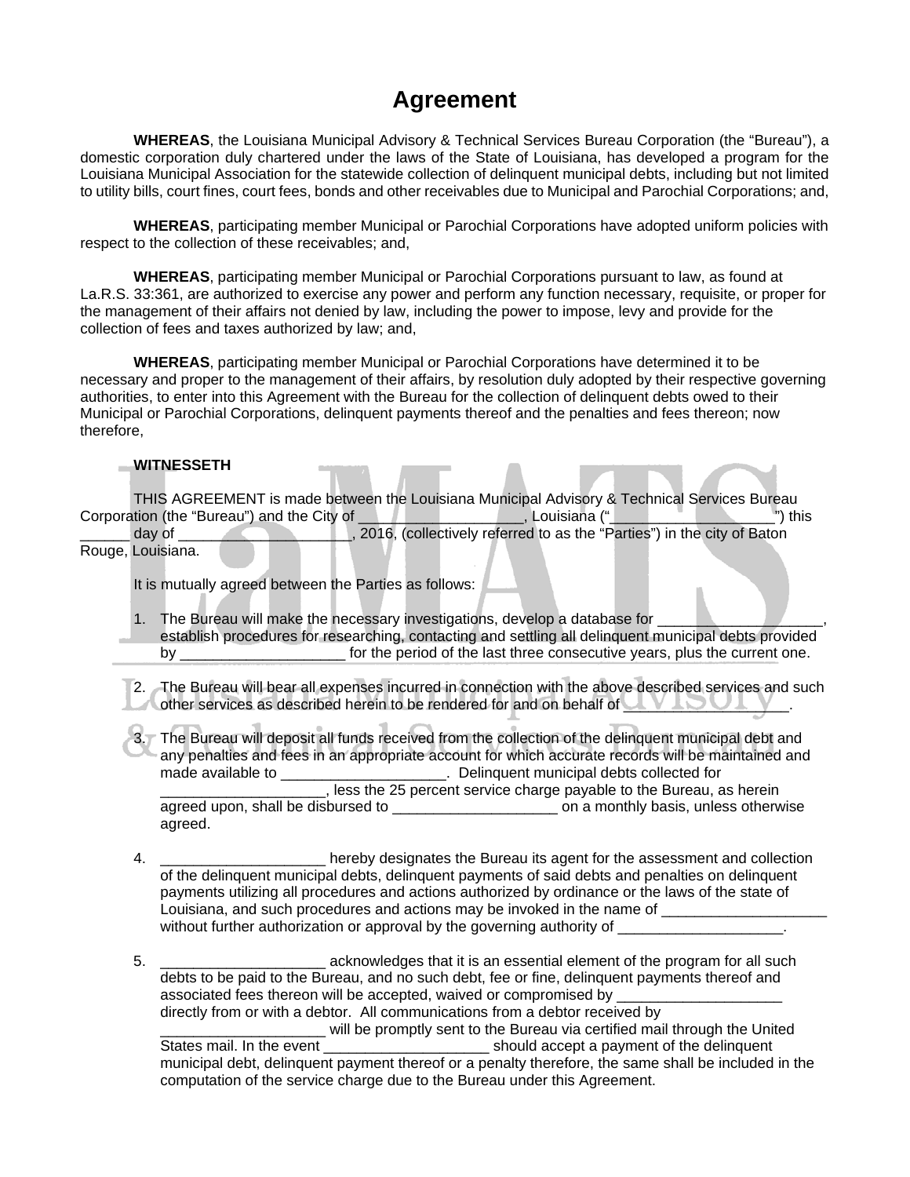# Agreement

**WHEREAS**, the Louisiana Municipal Advisory & Technical Services Bureau Corporation (the "Bureau"), a domestic corporation duly chartered under the laws of the State of Louisiana, has developed a program for the Louisiana Municipal Association for the statewide collection of delinquent municipal debts, including but not limited to utility bills, court fines, court fees, bonds and other receivables due to Municipal and Parochial Corporations; and,

**WHEREAS**, participating member Municipal or Parochial Corporations have adopted uniform policies with respect to the collection of these receivables; and,

**WHEREAS**, participating member Municipal or Parochial Corporations pursuant to law, as found at La.R.S. 33:361, are authorized to exercise any power and perform any function necessary, requisite, or proper for the management of their affairs not denied by law, including the power to impose, levy and provide for the collection of fees and taxes authorized by law; and,

**WHEREAS**, participating member Municipal or Parochial Corporations have determined it to be necessary and proper to the management of their affairs, by resolution duly adopted by their respective governing authorities, to enter into this Agreement with the Bureau for the collection of delinquent debts owed to their Municipal or Parochial Corporations, delinquent payments thereof and the penalties and fees thereon; now therefore,

**WITNESSETH**

THIS AGREEMENT is made between the Louisiana Municipal Advisory & Technical Services Bureau Corporation (the "Bureau") and the City of ____________________, Louisiana ("____________________") this ______ day of ______________________, 2016, (collectively referred to as the "Parties") in the city of Baton Rouge, Louisiana.

It is mutually agreed between the Parties as follows:

1. The Bureau will make the necessary investigations, develop a database for ____________________, establish procedures for researching, contacting and settling all delinquent municipal debts provided by ____________________ for the period of the last three consecutive years, plus the current one.

2. The Bureau will bear all expenses incurred in connection with the above described services and such other services as described herein to be rendered for and on behalf of ____________________.

3. The Bureau will deposit all funds received from the collection of the delinquent municipal debt and any penalties and fees in an appropriate account for which accurate records will be maintained and made available to ____________________. Delinquent municipal debts collected for ____________________, less the 25 percent service charge payable to the Bureau, as herein agreed upon, shall be disbursed to ____________________ on a monthly basis, unless otherwise agreed.

4. ____________________ hereby designates the Bureau its agent for the assessment and collection of the delinquent municipal debts, delinquent payments of said debts and penalties on delinquent payments utilizing all procedures and actions authorized by ordinance or the laws of the state of Louisiana, and such procedures and actions may be invoked in the name of ____________________ without further authorization or approval by the governing authority of ____________________.

5. ____________________ acknowledges that it is an essential element of the program for all such debts to be paid to the Bureau, and no such debt, fee or fine, delinquent payments thereof and associated fees thereon will be accepted, waived or compromised by ____________________ directly from or with a debtor. All communications from a debtor received by ____________________ will be promptly sent to the Bureau via certified mail through the United States mail. In the event ____________________ should accept a payment of the delinquent municipal debt, delinquent payment thereof or a penalty therefore, the same shall be included in the computation of the service charge due to the Bureau under this Agreement.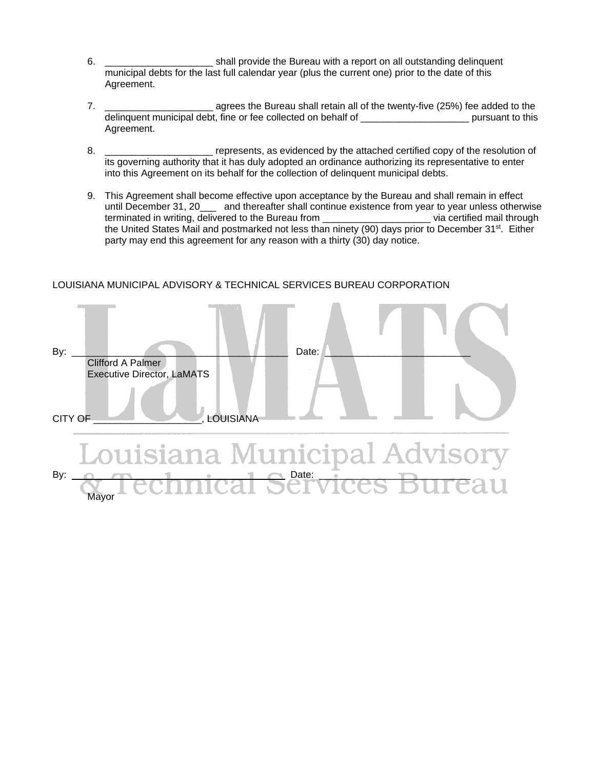6. ____________________ shall provide the Bureau with a report on all outstanding delinquent municipal debts for the last full calendar year (plus the current one) prior to the date of this Agreement.

7. ____________________ agrees the Bureau shall retain all of the twenty-five (25%) fee added to the delinquent municipal debt, fine or fee collected on behalf of ____________________ pursuant to this Agreement.

8. ____________________ represents, as evidenced by the attached certified copy of the resolution of its governing authority that it has duly adopted an ordinance authorizing its representative to enter into this Agreement on its behalf for the collection of delinquent municipal debts.

9. This Agreement shall become effective upon acceptance by the Bureau and shall remain in effect until December 31, 20___ and thereafter shall continue existence from year to year unless otherwise terminated in writing, delivered to the Bureau from ____________________ via certified mail through the United States Mail and postmarked not less than ninety (90) days prior to December 31st. Either party may end this agreement for any reason with a thirty (30) day notice.

LOUISIANA MUNICIPAL ADVISORY & TECHNICAL SERVICES BUREAU CORPORATION

By: ________________________________________ Date: ___________________________

Clifford A Palmer
Executive Director, LaMATS

CITY OF ____________________, LOUISIANA

By: ________________________________________ Date: ___________________________

Mayor